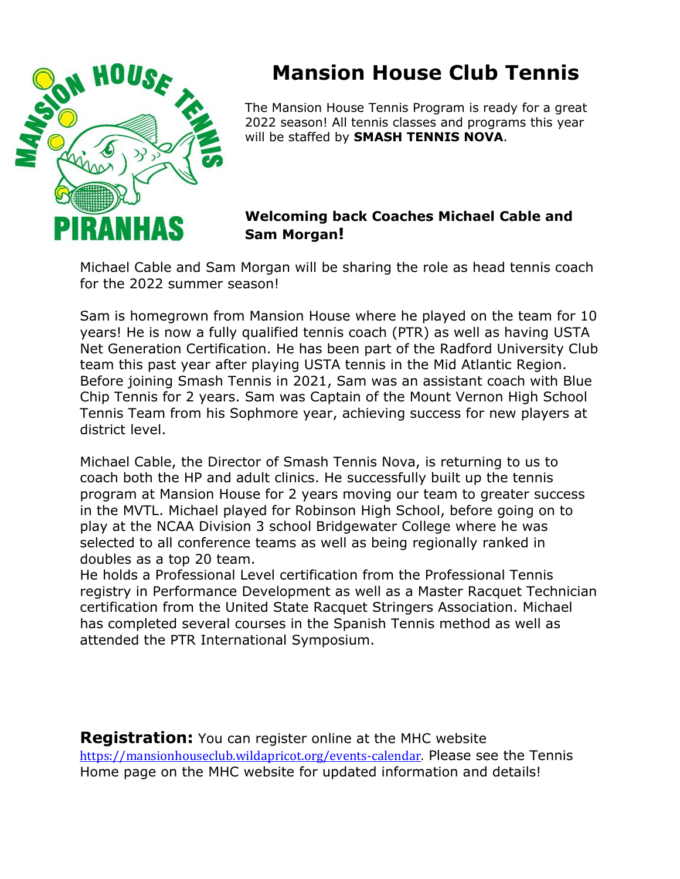# Mansion House Club Tennis

The Mansion House Tennis Program is ready for a great 2022 season! All tennis classes and programs this year will be staffed by **SMASH TENNIS NOVA**.

**Welcoming back Coaches Michael Cable and Sam Morgan!**

Michael Cable and Sam Morgan will be sharing the role as head tennis coach for the 2022 summer season!

Sam is homegrown from Mansion House where he played on the team for 10 years! He is now a fully qualified tennis coach (PTR) as well as having USTA Net Generation Certification. He has been part of the Radford University Club team this past year after playing USTA tennis in the Mid Atlantic Region. Before joining Smash Tennis in 2021, Sam was an assistant coach with Blue Chip Tennis for 2 years. Sam was Captain of the Mount Vernon High School Tennis Team from his Sophmore year, achieving success for new players at district level.

Michael Cable, the Director of Smash Tennis Nova, is returning to us to coach both the HP and adult clinics. He successfully built up the tennis program at Mansion House for 2 years moving our team to greater success in the MVTL. Michael played for Robinson High School, before going on to play at the NCAA Division 3 school Bridgewater College where he was selected to all conference teams as well as being regionally ranked in doubles as a top 20 team.
He holds a Professional Level certification from the Professional Tennis registry in Performance Development as well as a Master Racquet Technician certification from the United State Racquet Stringers Association. Michael has completed several courses in the Spanish Tennis method as well as attended the PTR International Symposium.

**Registration:** You can register online at the MHC website https://mansionhouseclub.wildapricot.org/events-calendar. Please see the Tennis Home page on the MHC website for updated information and details!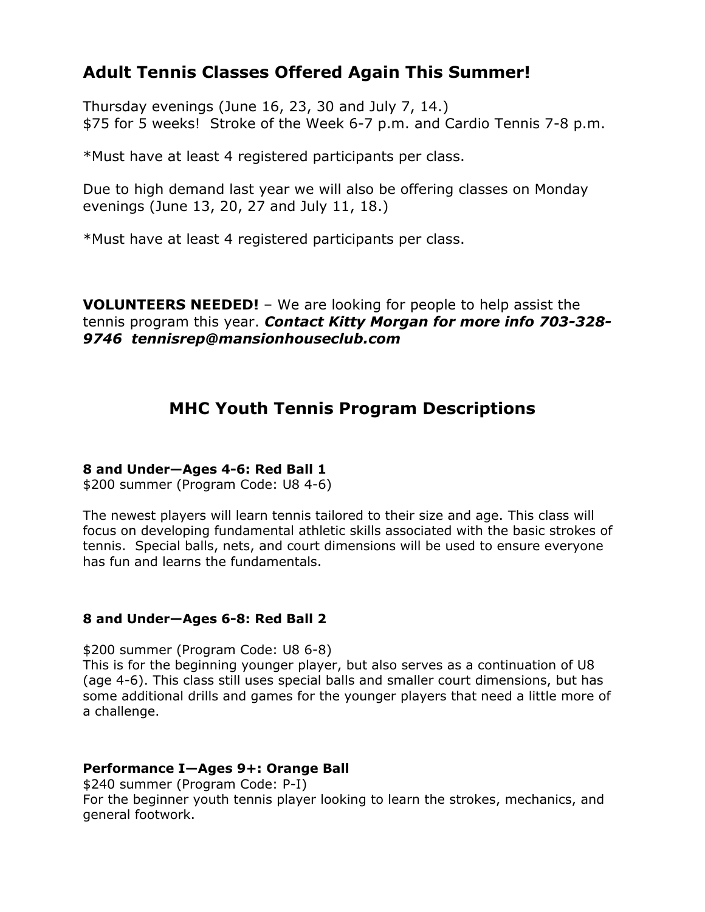## Adult Tennis Classes Offered Again This Summer!

Thursday evenings (June 16, 23, 30 and July 7, 14.)
$75 for 5 weeks! Stroke of the Week 6-7 p.m. and Cardio Tennis 7-8 p.m.

*Must have at least 4 registered participants per class.

Due to high demand last year we will also be offering classes on Monday evenings (June 13, 20, 27 and July 11, 18.)

*Must have at least 4 registered participants per class.

**VOLUNTEERS NEEDED!** – We are looking for people to help assist the tennis program this year. ***Contact Kitty Morgan for more info 703-328-9746 tennisrep@mansionhouseclub.com***

## MHC Youth Tennis Program Descriptions

**8 and Under—Ages 4-6: Red Ball 1**
$200 summer (Program Code: U8 4-6)

The newest players will learn tennis tailored to their size and age. This class will focus on developing fundamental athletic skills associated with the basic strokes of tennis. Special balls, nets, and court dimensions will be used to ensure everyone has fun and learns the fundamentals.

**8 and Under—Ages 6-8: Red Ball 2**

$200 summer (Program Code: U8 6-8)
This is for the beginning younger player, but also serves as a continuation of U8 (age 4-6). This class still uses special balls and smaller court dimensions, but has some additional drills and games for the younger players that need a little more of a challenge.

**Performance I—Ages 9+: Orange Ball**
$240 summer (Program Code: P-I)
For the beginner youth tennis player looking to learn the strokes, mechanics, and general footwork.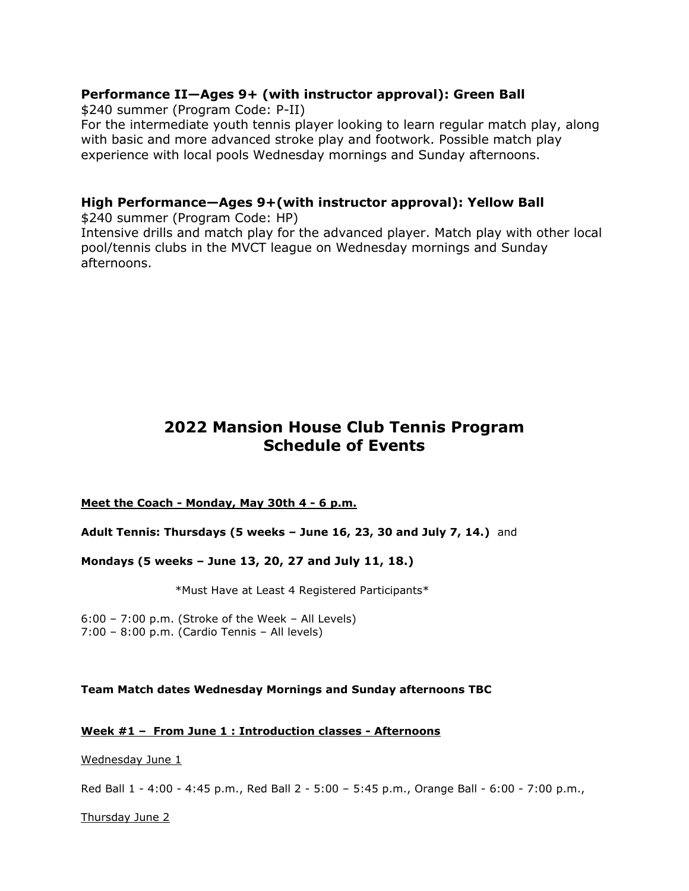**Performance II—Ages 9+ (with instructor approval): Green Ball**

$240 summer (Program Code: P-II)

For the intermediate youth tennis player looking to learn regular match play, along with basic and more advanced stroke play and footwork. Possible match play experience with local pools Wednesday mornings and Sunday afternoons.

**High Performance—Ages 9+(with instructor approval): Yellow Ball**

$240 summer (Program Code: HP)

Intensive drills and match play for the advanced player. Match play with other local pool/tennis clubs in the MVCT league on Wednesday mornings and Sunday afternoons.

# 2022 Mansion House Club Tennis Program
# Schedule of Events

**Meet the Coach - Monday, May 30th 4 - 6 p.m.**

**Adult Tennis: Thursdays (5 weeks – June 16, 23, 30 and July 7, 14.)** and

**Mondays (5 weeks – June 13, 20, 27 and July 11, 18.)**

*Must Have at Least 4 Registered Participants*

6:00 – 7:00 p.m. (Stroke of the Week – All Levels)
7:00 – 8:00 p.m. (Cardio Tennis – All levels)

**Team Match dates Wednesday Mornings and Sunday afternoons TBC**

**Week #1 – From June 1 : Introduction classes - Afternoons**

Wednesday June 1

Red Ball 1 - 4:00 - 4:45 p.m., Red Ball 2 - 5:00 – 5:45 p.m., Orange Ball - 6:00 - 7:00 p.m.,

Thursday June 2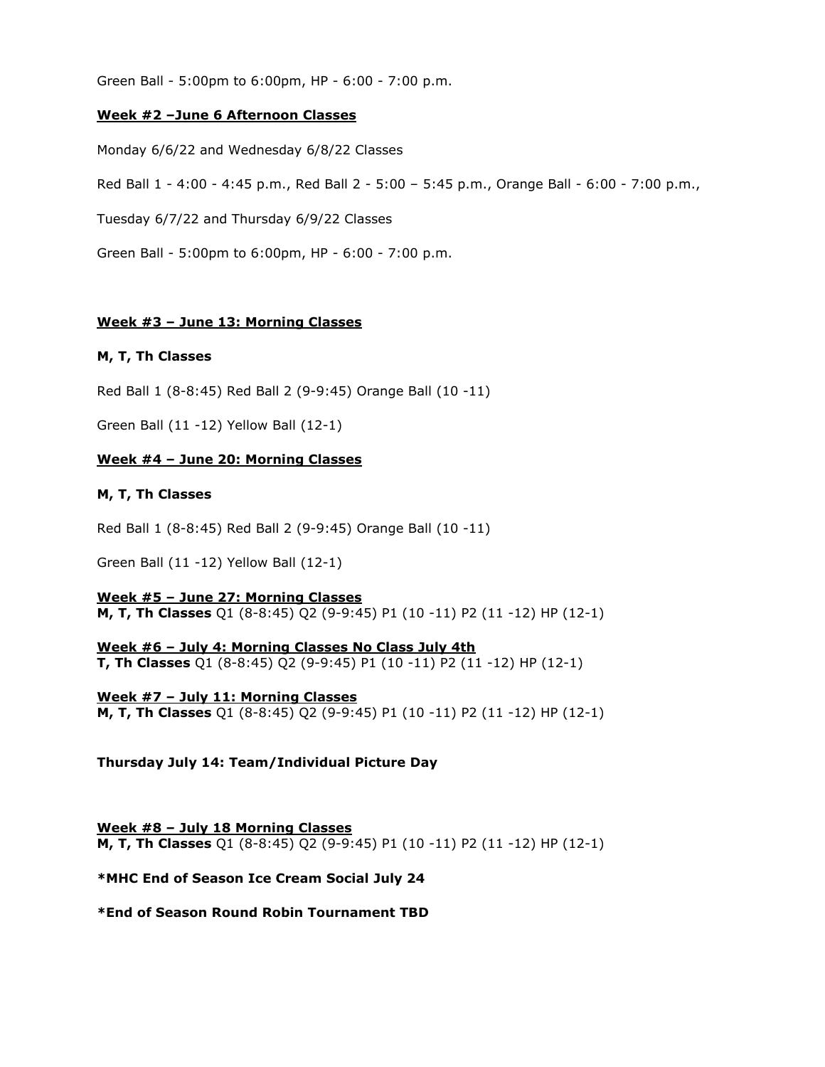Green Ball - 5:00pm to 6:00pm, HP - 6:00 - 7:00 p.m.

**Week #2 –June 6 Afternoon Classes**

Monday 6/6/22 and Wednesday 6/8/22 Classes

Red Ball 1 - 4:00 - 4:45 p.m., Red Ball 2 - 5:00 – 5:45 p.m., Orange Ball - 6:00 - 7:00 p.m.,

Tuesday 6/7/22 and Thursday 6/9/22 Classes

Green Ball - 5:00pm to 6:00pm, HP - 6:00 - 7:00 p.m.

**Week #3 – June 13: Morning Classes**

**M, T, Th Classes**

Red Ball 1 (8-8:45) Red Ball 2 (9-9:45) Orange Ball (10 -11)

Green Ball (11 -12) Yellow Ball (12-1)

**Week #4 – June 20: Morning Classes**

**M, T, Th Classes**

Red Ball 1 (8-8:45) Red Ball 2 (9-9:45) Orange Ball (10 -11)

Green Ball (11 -12) Yellow Ball (12-1)

**Week #5 – June 27: Morning Classes**
**M, T, Th Classes** Q1 (8-8:45) Q2 (9-9:45) P1 (10 -11) P2 (11 -12) HP (12-1)

**Week #6 – July 4: Morning Classes No Class July 4th**
**T, Th Classes** Q1 (8-8:45) Q2 (9-9:45) P1 (10 -11) P2 (11 -12) HP (12-1)

**Week #7 – July 11: Morning Classes**
**M, T, Th Classes** Q1 (8-8:45) Q2 (9-9:45) P1 (10 -11) P2 (11 -12) HP (12-1)

**Thursday July 14: Team/Individual Picture Day**

**Week #8 – July 18 Morning Classes**
**M, T, Th Classes** Q1 (8-8:45) Q2 (9-9:45) P1 (10 -11) P2 (11 -12) HP (12-1)

**\*MHC End of Season Ice Cream Social July 24**

**\*End of Season Round Robin Tournament TBD**